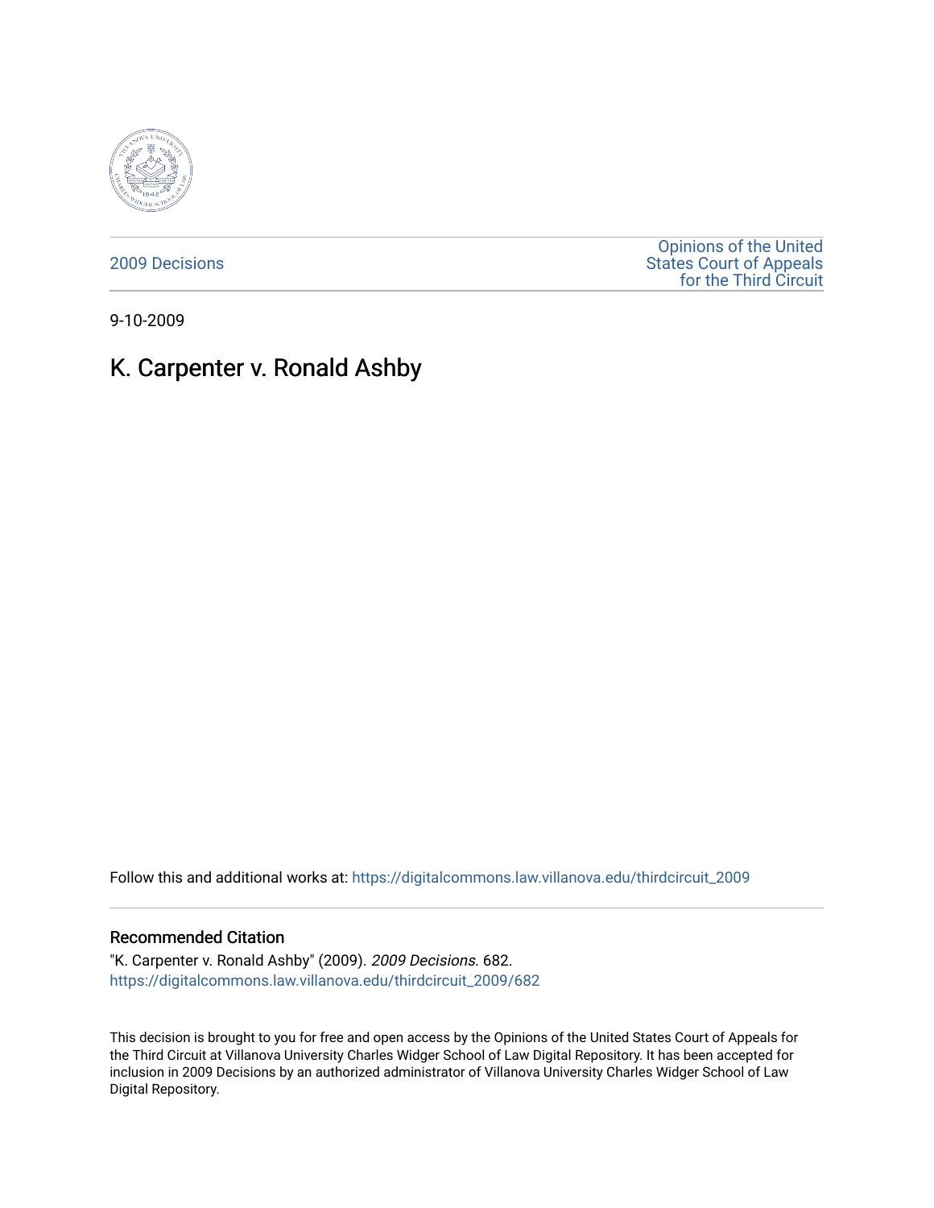2009 Decisions

Opinions of the United States Court of Appeals for the Third Circuit

9-10-2009

# K. Carpenter v. Ronald Ashby

Follow this and additional works at: https://digitalcommons.law.villanova.edu/thirdcircuit_2009

## Recommended Citation

"K. Carpenter v. Ronald Ashby" (2009). *2009 Decisions*. 682.
https://digitalcommons.law.villanova.edu/thirdcircuit_2009/682

This decision is brought to you for free and open access by the Opinions of the United States Court of Appeals for the Third Circuit at Villanova University Charles Widger School of Law Digital Repository. It has been accepted for inclusion in 2009 Decisions by an authorized administrator of Villanova University Charles Widger School of Law Digital Repository.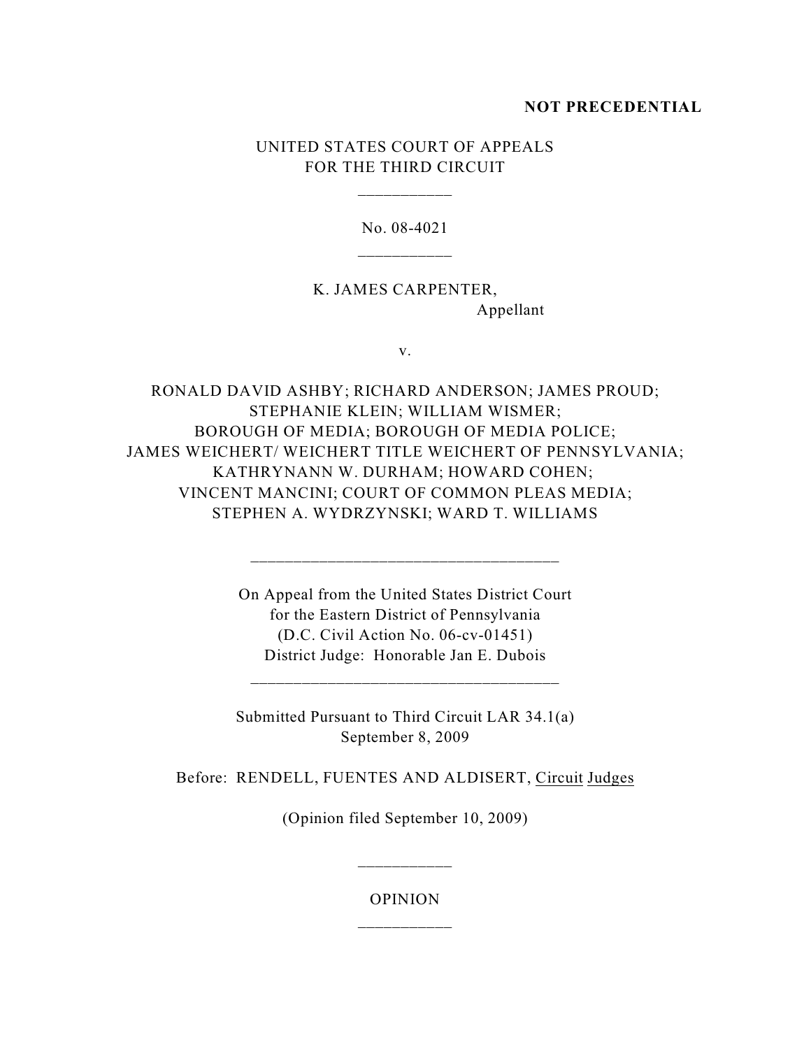**NOT PRECEDENTIAL**

UNITED STATES COURT OF APPEALS
FOR THE THIRD CIRCUIT

\_\_\_\_\_\_\_\_\_\_\_

No. 08-4021

\_\_\_\_\_\_\_\_\_\_\_

K. JAMES CARPENTER,
Appellant

v.

RONALD DAVID ASHBY; RICHARD ANDERSON; JAMES PROUD; STEPHANIE KLEIN; WILLIAM WISMER; BOROUGH OF MEDIA; BOROUGH OF MEDIA POLICE; JAMES WEICHERT/ WEICHERT TITLE WEICHERT OF PENNSYLVANIA; KATHRYNANN W. DURHAM; HOWARD COHEN; VINCENT MANCINI; COURT OF COMMON PLEAS MEDIA; STEPHEN A. WYDRZYNSKI; WARD T. WILLIAMS

\_\_\_\_\_\_\_\_\_\_\_\_\_\_\_\_\_\_\_\_\_\_\_\_\_\_\_\_\_\_\_\_\_\_\_\_

On Appeal from the United States District Court
for the Eastern District of Pennsylvania
(D.C. Civil Action No. 06-cv-01451)
District Judge: Honorable Jan E. Dubois

\_\_\_\_\_\_\_\_\_\_\_\_\_\_\_\_\_\_\_\_\_\_\_\_\_\_\_\_\_\_\_\_\_\_\_\_

Submitted Pursuant to Third Circuit LAR 34.1(a)
September 8, 2009

Before: RENDELL, FUENTES AND ALDISERT, Circuit Judges

(Opinion filed September 10, 2009)

\_\_\_\_\_\_\_\_\_\_\_

OPINION

\_\_\_\_\_\_\_\_\_\_\_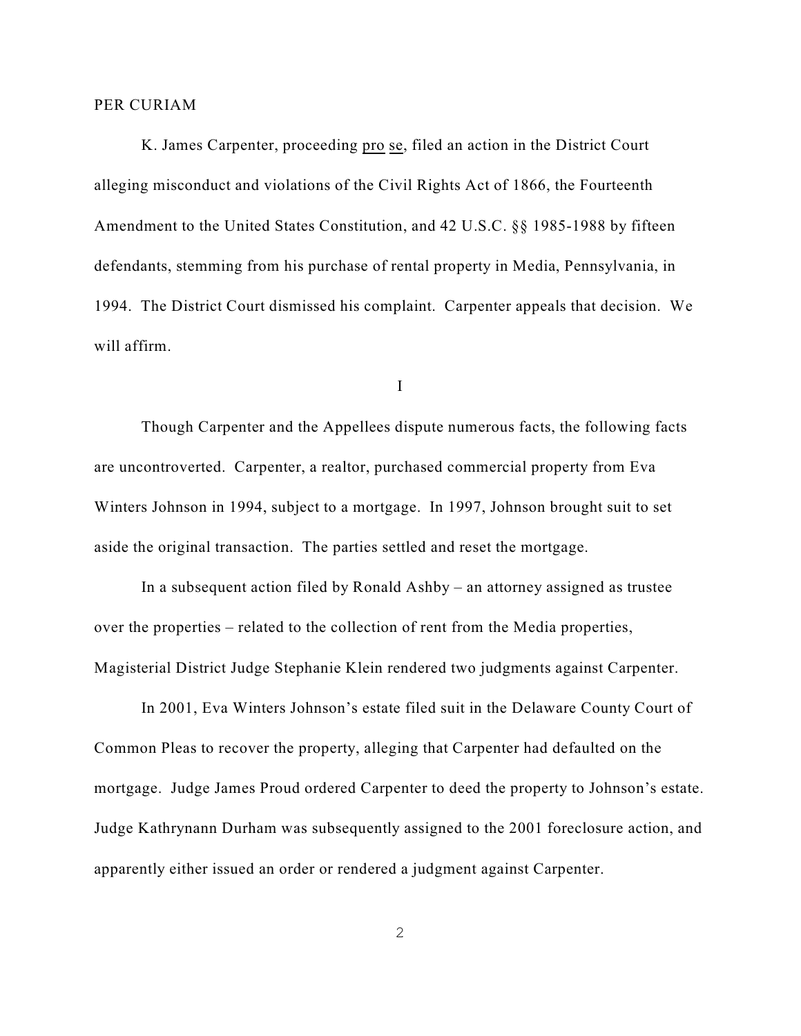PER CURIAM

K. James Carpenter, proceeding pro se, filed an action in the District Court alleging misconduct and violations of the Civil Rights Act of 1866, the Fourteenth Amendment to the United States Constitution, and 42 U.S.C. §§ 1985-1988 by fifteen defendants, stemming from his purchase of rental property in Media, Pennsylvania, in 1994. The District Court dismissed his complaint. Carpenter appeals that decision. We will affirm.

I

Though Carpenter and the Appellees dispute numerous facts, the following facts are uncontroverted. Carpenter, a realtor, purchased commercial property from Eva Winters Johnson in 1994, subject to a mortgage. In 1997, Johnson brought suit to set aside the original transaction. The parties settled and reset the mortgage.

In a subsequent action filed by Ronald Ashby – an attorney assigned as trustee over the properties – related to the collection of rent from the Media properties, Magisterial District Judge Stephanie Klein rendered two judgments against Carpenter.

In 2001, Eva Winters Johnson's estate filed suit in the Delaware County Court of Common Pleas to recover the property, alleging that Carpenter had defaulted on the mortgage. Judge James Proud ordered Carpenter to deed the property to Johnson's estate. Judge Kathrynann Durham was subsequently assigned to the 2001 foreclosure action, and apparently either issued an order or rendered a judgment against Carpenter.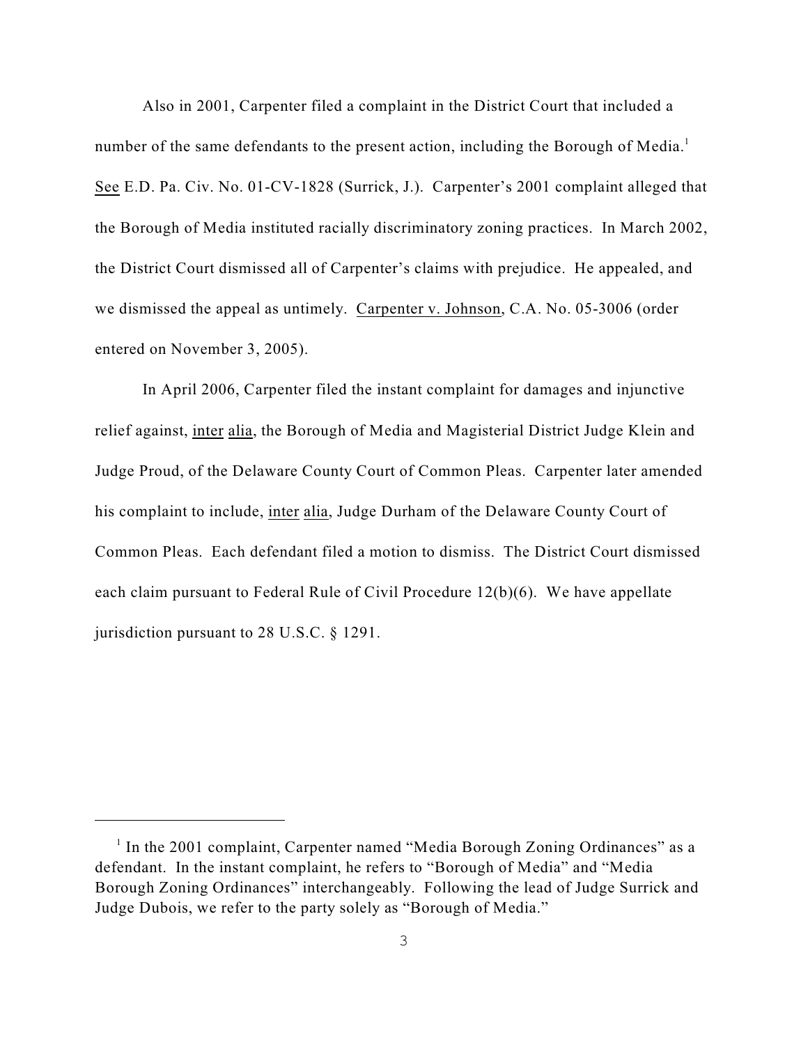Also in 2001, Carpenter filed a complaint in the District Court that included a number of the same defendants to the present action, including the Borough of Media.[1] See E.D. Pa. Civ. No. 01-CV-1828 (Surrick, J.). Carpenter's 2001 complaint alleged that the Borough of Media instituted racially discriminatory zoning practices. In March 2002, the District Court dismissed all of Carpenter's claims with prejudice. He appealed, and we dismissed the appeal as untimely. Carpenter v. Johnson, C.A. No. 05-3006 (order entered on November 3, 2005).

In April 2006, Carpenter filed the instant complaint for damages and injunctive relief against, inter alia, the Borough of Media and Magisterial District Judge Klein and Judge Proud, of the Delaware County Court of Common Pleas. Carpenter later amended his complaint to include, inter alia, Judge Durham of the Delaware County Court of Common Pleas. Each defendant filed a motion to dismiss. The District Court dismissed each claim pursuant to Federal Rule of Civil Procedure 12(b)(6). We have appellate jurisdiction pursuant to 28 U.S.C. § 1291.

---

[1] In the 2001 complaint, Carpenter named "Media Borough Zoning Ordinances" as a defendant. In the instant complaint, he refers to "Borough of Media" and "Media Borough Zoning Ordinances" interchangeably. Following the lead of Judge Surrick and Judge Dubois, we refer to the party solely as "Borough of Media."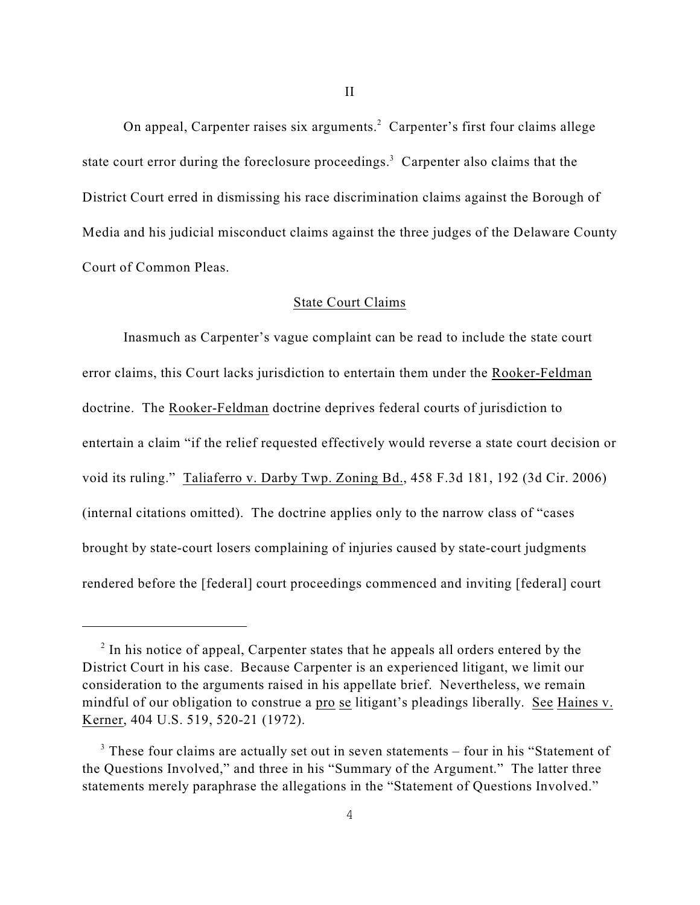## II

On appeal, Carpenter raises six arguments.[2] Carpenter's first four claims allege state court error during the foreclosure proceedings.[3] Carpenter also claims that the District Court erred in dismissing his race discrimination claims against the Borough of Media and his judicial misconduct claims against the three judges of the Delaware County Court of Common Pleas.

### State Court Claims

Inasmuch as Carpenter's vague complaint can be read to include the state court error claims, this Court lacks jurisdiction to entertain them under the Rooker-Feldman doctrine. The Rooker-Feldman doctrine deprives federal courts of jurisdiction to entertain a claim "if the relief requested effectively would reverse a state court decision or void its ruling." Taliaferro v. Darby Twp. Zoning Bd., 458 F.3d 181, 192 (3d Cir. 2006) (internal citations omitted). The doctrine applies only to the narrow class of "cases brought by state-court losers complaining of injuries caused by state-court judgments rendered before the [federal] court proceedings commenced and inviting [federal] court

---

[2] In his notice of appeal, Carpenter states that he appeals all orders entered by the District Court in his case. Because Carpenter is an experienced litigant, we limit our consideration to the arguments raised in his appellate brief. Nevertheless, we remain mindful of our obligation to construe a pro se litigant's pleadings liberally. See Haines v. Kerner, 404 U.S. 519, 520-21 (1972).

[3] These four claims are actually set out in seven statements – four in his "Statement of the Questions Involved," and three in his "Summary of the Argument." The latter three statements merely paraphrase the allegations in the "Statement of Questions Involved."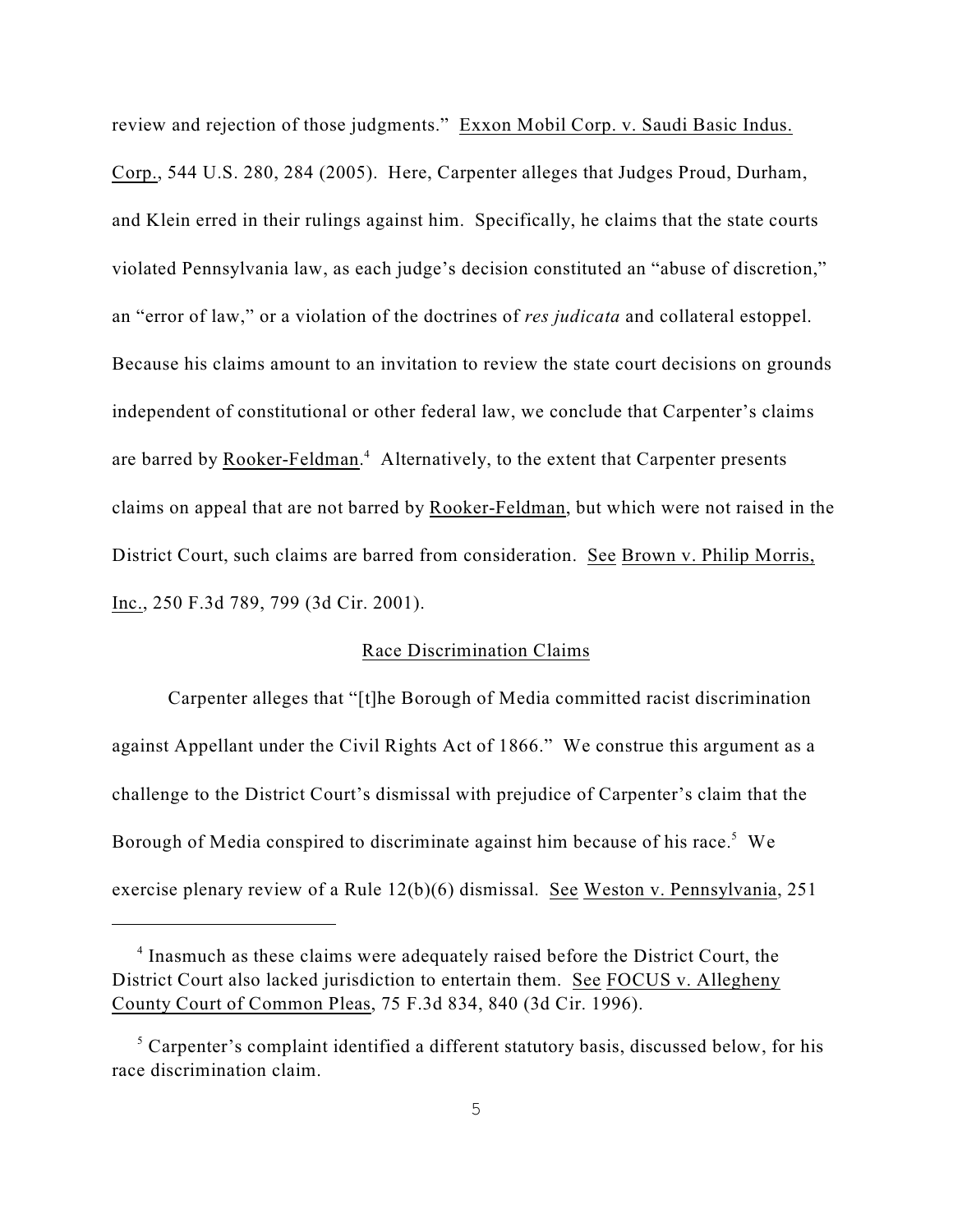review and rejection of those judgments." Exxon Mobil Corp. v. Saudi Basic Indus. Corp., 544 U.S. 280, 284 (2005). Here, Carpenter alleges that Judges Proud, Durham, and Klein erred in their rulings against him. Specifically, he claims that the state courts violated Pennsylvania law, as each judge's decision constituted an "abuse of discretion," an "error of law," or a violation of the doctrines of *res judicata* and collateral estoppel. Because his claims amount to an invitation to review the state court decisions on grounds independent of constitutional or other federal law, we conclude that Carpenter's claims are barred by Rooker-Feldman.[4] Alternatively, to the extent that Carpenter presents claims on appeal that are not barred by Rooker-Feldman, but which were not raised in the District Court, such claims are barred from consideration. See Brown v. Philip Morris, Inc., 250 F.3d 789, 799 (3d Cir. 2001).

## Race Discrimination Claims

Carpenter alleges that "[t]he Borough of Media committed racist discrimination against Appellant under the Civil Rights Act of 1866." We construe this argument as a challenge to the District Court's dismissal with prejudice of Carpenter's claim that the Borough of Media conspired to discriminate against him because of his race.[5] We exercise plenary review of a Rule 12(b)(6) dismissal. See Weston v. Pennsylvania, 251

---

[4] Inasmuch as these claims were adequately raised before the District Court, the District Court also lacked jurisdiction to entertain them. See FOCUS v. Allegheny County Court of Common Pleas, 75 F.3d 834, 840 (3d Cir. 1996).

[5] Carpenter's complaint identified a different statutory basis, discussed below, for his race discrimination claim.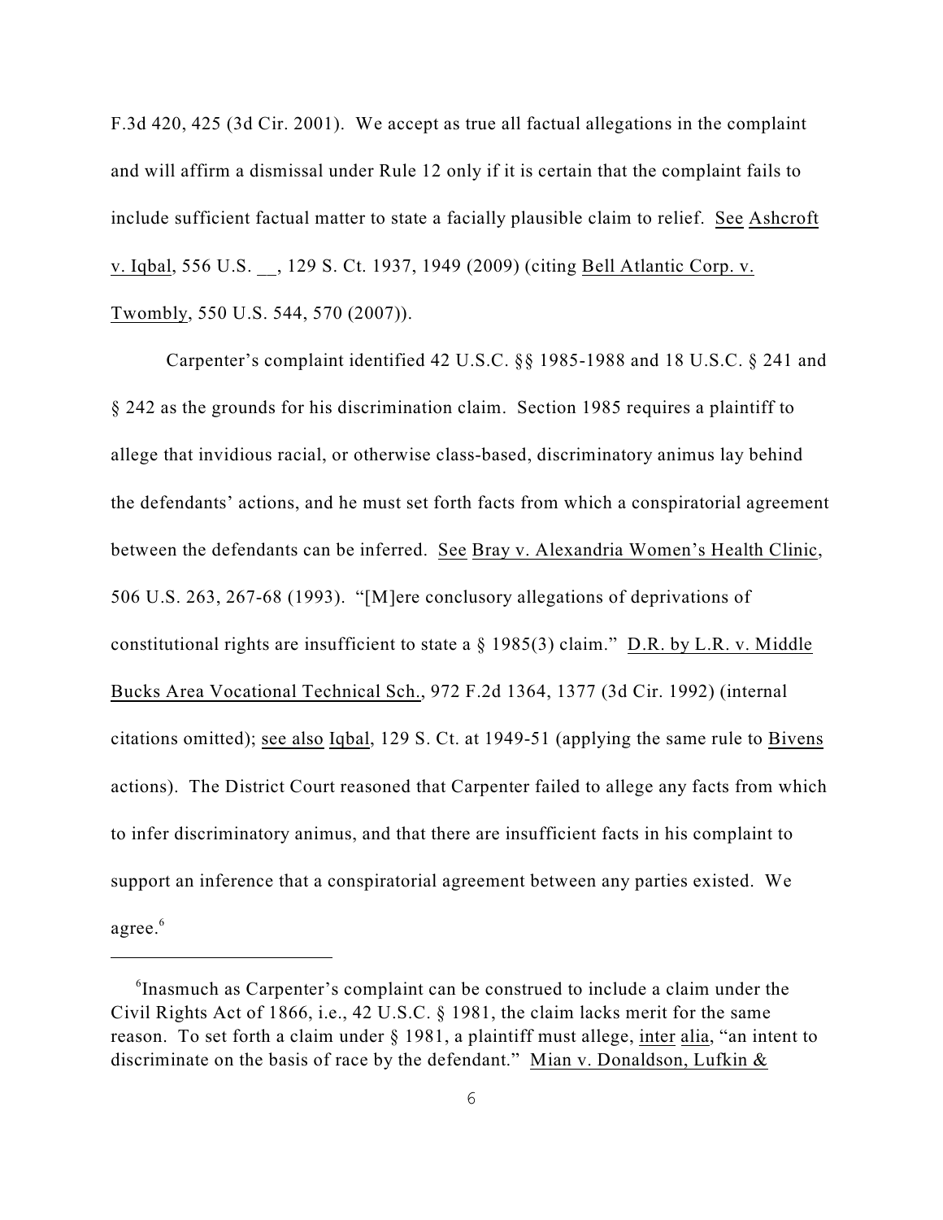F.3d 420, 425 (3d Cir. 2001). We accept as true all factual allegations in the complaint and will affirm a dismissal under Rule 12 only if it is certain that the complaint fails to include sufficient factual matter to state a facially plausible claim to relief. See Ashcroft v. Iqbal, 556 U.S. __, 129 S. Ct. 1937, 1949 (2009) (citing Bell Atlantic Corp. v. Twombly, 550 U.S. 544, 570 (2007)).

Carpenter's complaint identified 42 U.S.C. §§ 1985-1988 and 18 U.S.C. § 241 and § 242 as the grounds for his discrimination claim. Section 1985 requires a plaintiff to allege that invidious racial, or otherwise class-based, discriminatory animus lay behind the defendants' actions, and he must set forth facts from which a conspiratorial agreement between the defendants can be inferred. See Bray v. Alexandria Women's Health Clinic, 506 U.S. 263, 267-68 (1993). "[M]ere conclusory allegations of deprivations of constitutional rights are insufficient to state a § 1985(3) claim." D.R. by L.R. v. Middle Bucks Area Vocational Technical Sch., 972 F.2d 1364, 1377 (3d Cir. 1992) (internal citations omitted); see also Iqbal, 129 S. Ct. at 1949-51 (applying the same rule to Bivens actions). The District Court reasoned that Carpenter failed to allege any facts from which to infer discriminatory animus, and that there are insufficient facts in his complaint to support an inference that a conspiratorial agreement between any parties existed. We agree.[6]

---

[6]Inasmuch as Carpenter's complaint can be construed to include a claim under the Civil Rights Act of 1866, i.e., 42 U.S.C. § 1981, the claim lacks merit for the same reason. To set forth a claim under § 1981, a plaintiff must allege, inter alia, "an intent to discriminate on the basis of race by the defendant." Mian v. Donaldson, Lufkin &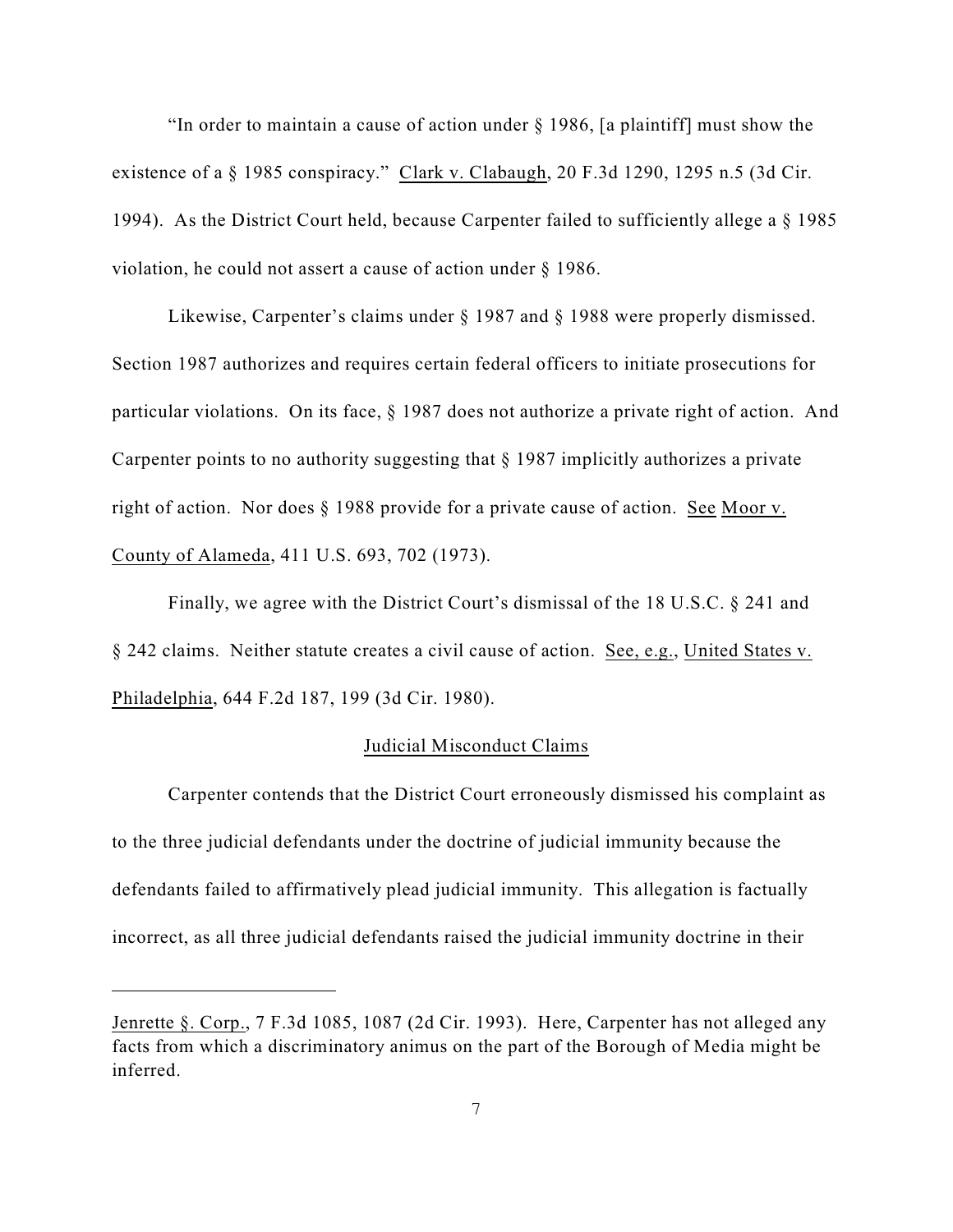"In order to maintain a cause of action under § 1986, [a plaintiff] must show the existence of a § 1985 conspiracy." Clark v. Clabaugh, 20 F.3d 1290, 1295 n.5 (3d Cir. 1994). As the District Court held, because Carpenter failed to sufficiently allege a § 1985 violation, he could not assert a cause of action under § 1986.

Likewise, Carpenter's claims under § 1987 and § 1988 were properly dismissed. Section 1987 authorizes and requires certain federal officers to initiate prosecutions for particular violations. On its face, § 1987 does not authorize a private right of action. And Carpenter points to no authority suggesting that § 1987 implicitly authorizes a private right of action. Nor does § 1988 provide for a private cause of action. See Moor v. County of Alameda, 411 U.S. 693, 702 (1973).

Finally, we agree with the District Court's dismissal of the 18 U.S.C. § 241 and § 242 claims. Neither statute creates a civil cause of action. See, e.g., United States v. Philadelphia, 644 F.2d 187, 199 (3d Cir. 1980).

## Judicial Misconduct Claims

Carpenter contends that the District Court erroneously dismissed his complaint as to the three judicial defendants under the doctrine of judicial immunity because the defendants failed to affirmatively plead judicial immunity. This allegation is factually incorrect, as all three judicial defendants raised the judicial immunity doctrine in their

---

Jenrette §. Corp., 7 F.3d 1085, 1087 (2d Cir. 1993). Here, Carpenter has not alleged any facts from which a discriminatory animus on the part of the Borough of Media might be inferred.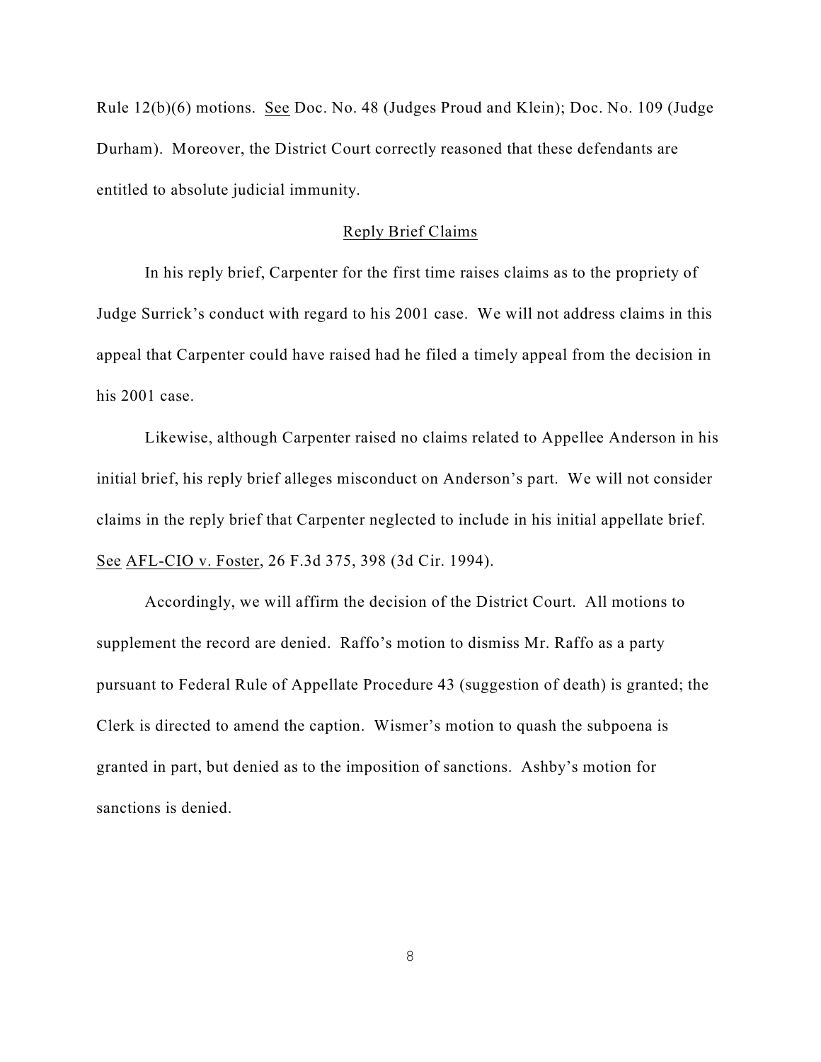Rule 12(b)(6) motions. See Doc. No. 48 (Judges Proud and Klein); Doc. No. 109 (Judge Durham). Moreover, the District Court correctly reasoned that these defendants are entitled to absolute judicial immunity.

## Reply Brief Claims

In his reply brief, Carpenter for the first time raises claims as to the propriety of Judge Surrick's conduct with regard to his 2001 case. We will not address claims in this appeal that Carpenter could have raised had he filed a timely appeal from the decision in his 2001 case.

Likewise, although Carpenter raised no claims related to Appellee Anderson in his initial brief, his reply brief alleges misconduct on Anderson's part. We will not consider claims in the reply brief that Carpenter neglected to include in his initial appellate brief. See AFL-CIO v. Foster, 26 F.3d 375, 398 (3d Cir. 1994).

Accordingly, we will affirm the decision of the District Court. All motions to supplement the record are denied. Raffo's motion to dismiss Mr. Raffo as a party pursuant to Federal Rule of Appellate Procedure 43 (suggestion of death) is granted; the Clerk is directed to amend the caption. Wismer's motion to quash the subpoena is granted in part, but denied as to the imposition of sanctions. Ashby's motion for sanctions is denied.